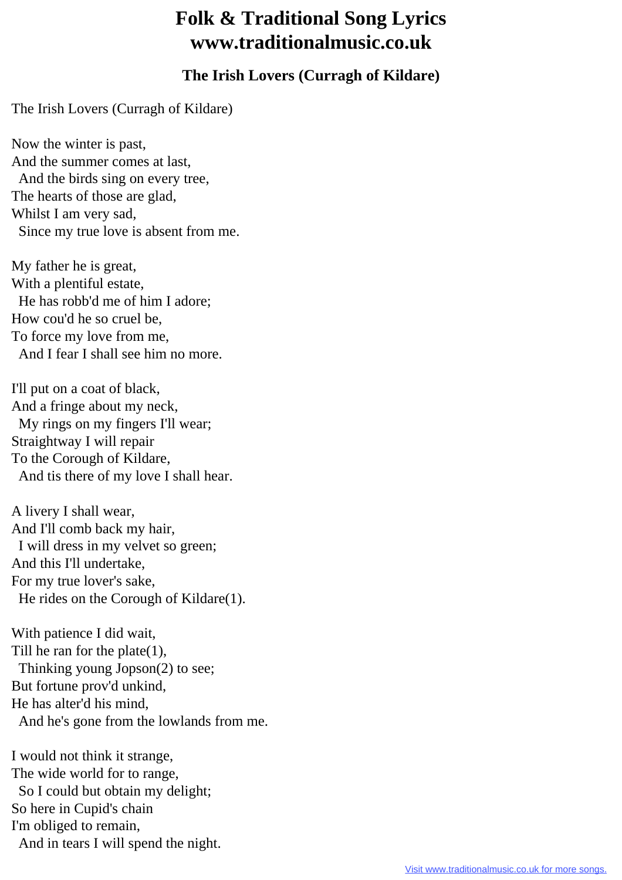# Folk & Traditional Song Lyrics
# www.traditionalmusic.co.uk

### The Irish Lovers (Curragh of Kildare)

The Irish Lovers (Curragh of Kildare)

Now the winter is past,
And the summer comes at last,
  And the birds sing on every tree,
The hearts of those are glad,
Whilst I am very sad,
  Since my true love is absent from me.

My father he is great,
With a plentiful estate,
  He has robb'd me of him I adore;
How cou'd he so cruel be,
To force my love from me,
  And I fear I shall see him no more.

I'll put on a coat of black,
And a fringe about my neck,
  My rings on my fingers I'll wear;
Straightway I will repair
To the Corough of Kildare,
  And tis there of my love I shall hear.

A livery I shall wear,
And I'll comb back my hair,
  I will dress in my velvet so green;
And this I'll undertake,
For my true lover's sake,
  He rides on the Corough of Kildare(1).

With patience I did wait,
Till he ran for the plate(1),
  Thinking young Jopson(2) to see;
But fortune prov'd unkind,
He has alter'd his mind,
  And he's gone from the lowlands from me.

I would not think it strange,
The wide world for to range,
  So I could but obtain my delight;
So here in Cupid's chain
I'm obliged to remain,
  And in tears I will spend the night.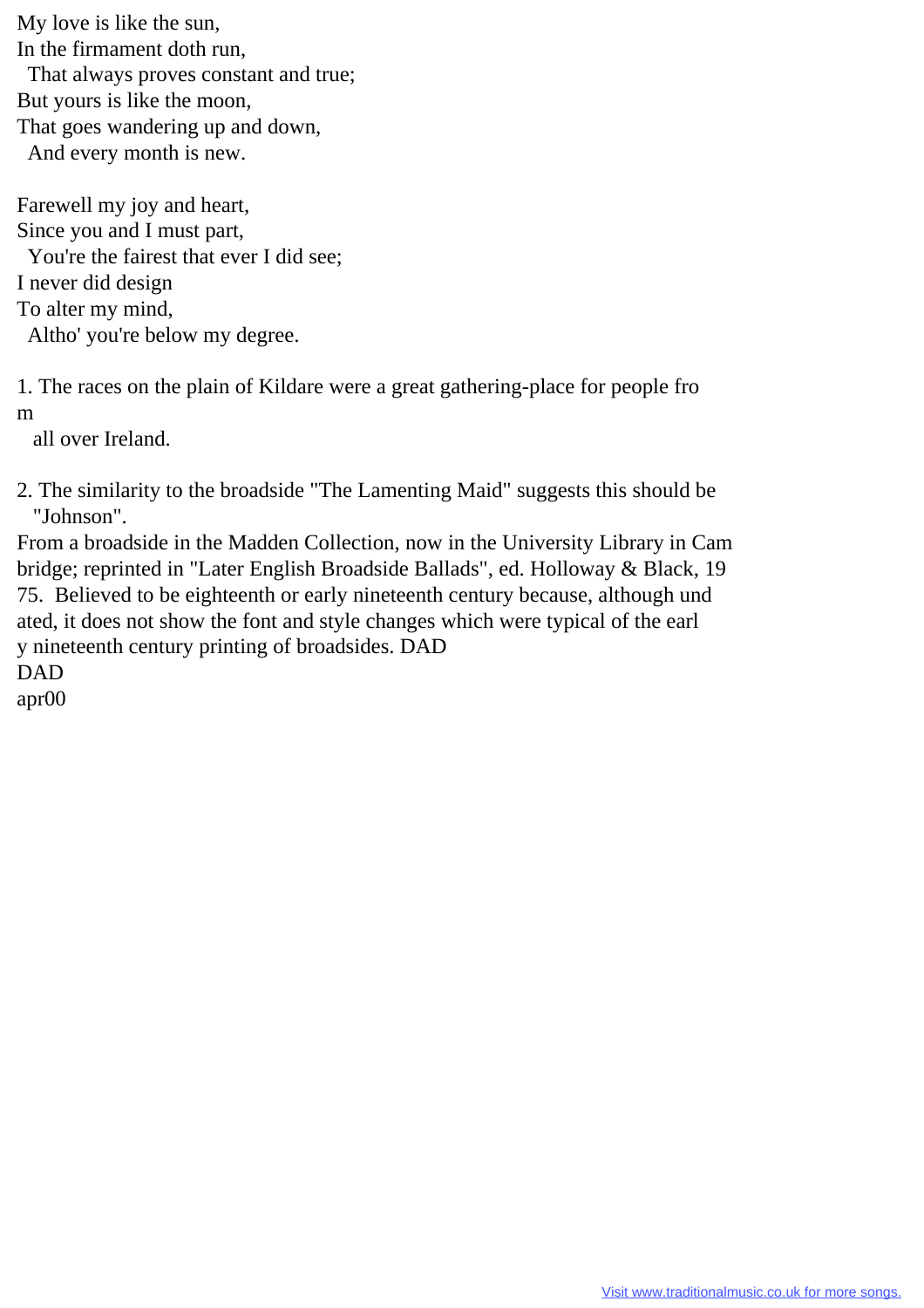My love is like the sun,
In the firmament doth run,
  That always proves constant and true;
But yours is like the moon,
That goes wandering up and down,
  And every month is new.

Farewell my joy and heart,
Since you and I must part,
  You're the fairest that ever I did see;
I never did design
To alter my mind,
  Altho' you're below my degree.

1. The races on the plain of Kildare were a great gathering-place for people from all over Ireland.

2. The similarity to the broadside "The Lamenting Maid" suggests this should be "Johnson".

From a broadside in the Madden Collection, now in the University Library in Cambridge; reprinted in "Later English Broadside Ballads", ed. Holloway & Black, 1975. Believed to be eighteenth or early nineteenth century because, although undated, it does not show the font and style changes which were typical of the early nineteenth century printing of broadsides. DAD
DAD
apr00